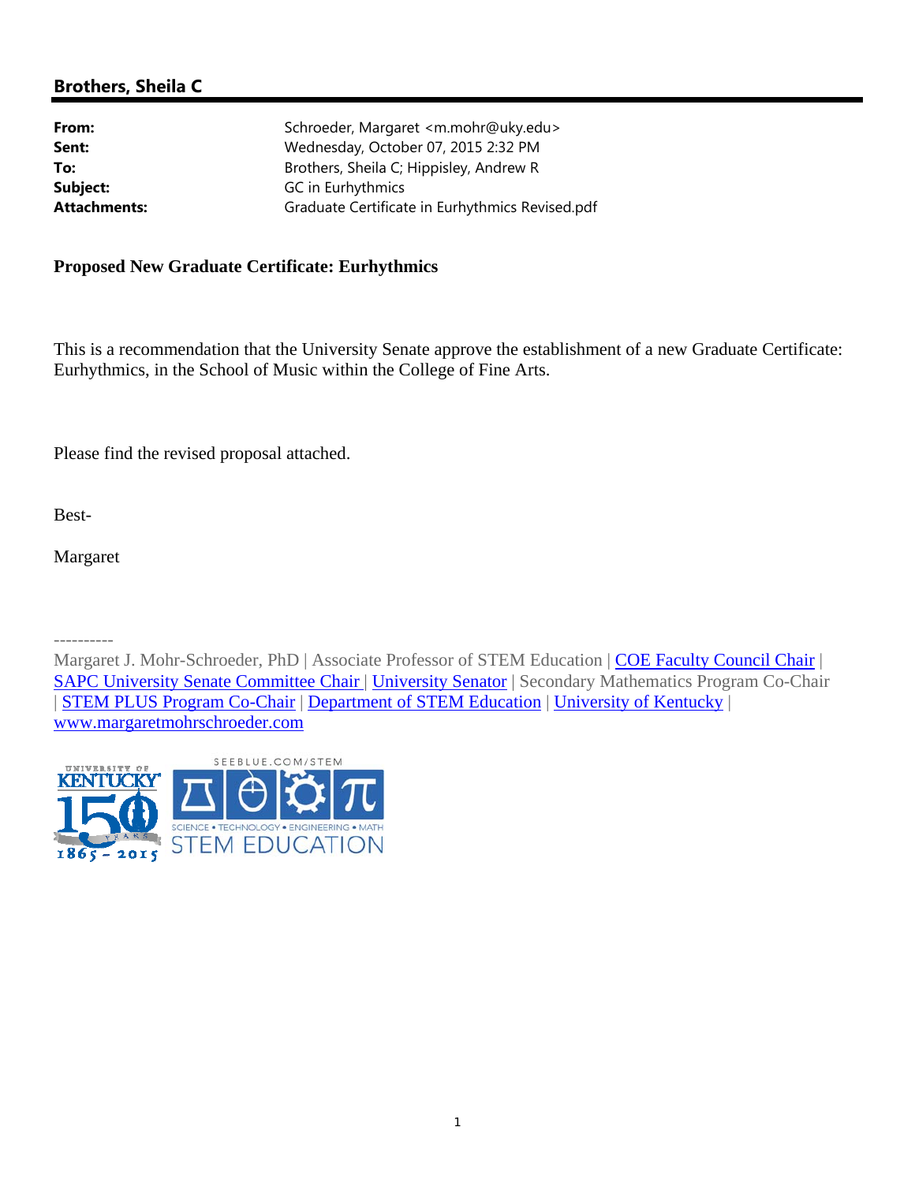## Brothers, Sheila C

| | |
|---|---|
| **From:** | Schroeder, Margaret <m.mohr@uky.edu> |
| **Sent:** | Wednesday, October 07, 2015 2:32 PM |
| **To:** | Brothers, Sheila C; Hippisley, Andrew R |
| **Subject:** | GC in Eurhythmics |
| **Attachments:** | Graduate Certificate in Eurhythmics Revised.pdf |

**Proposed New Graduate Certificate: Eurhythmics**

This is a recommendation that the University Senate approve the establishment of a new Graduate Certificate: Eurhythmics, in the School of Music within the College of Fine Arts.

Please find the revised proposal attached.

Best-

Margaret

----------

Margaret J. Mohr-Schroeder, PhD | Associate Professor of STEM Education | COE Faculty Council Chair | SAPC University Senate Committee Chair | University Senator | Secondary Mathematics Program Co-Chair | STEM PLUS Program Co-Chair | Department of STEM Education | University of Kentucky | www.margaretmohrschroeder.com

UNIVERSITY OF KENTUCKY 150 YEARS 1865 - 2015

SEEBLUE.COM/STEM

SCIENCE • TECHNOLOGY • ENGINEERING • MATH

STEM EDUCATION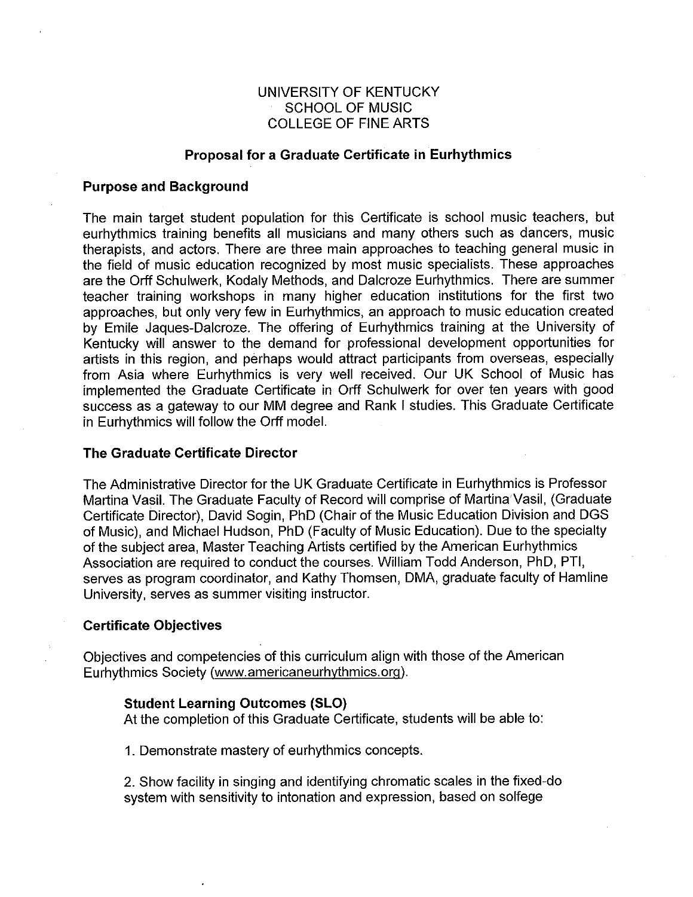UNIVERSITY OF KENTUCKY
SCHOOL OF MUSIC
COLLEGE OF FINE ARTS

## Proposal for a Graduate Certificate in Eurhythmics

### Purpose and Background

The main target student population for this Certificate is school music teachers, but eurhythmics training benefits all musicians and many others such as dancers, music therapists, and actors. There are three main approaches to teaching general music in the field of music education recognized by most music specialists. These approaches are the Orff Schulwerk, Kodaly Methods, and Dalcroze Eurhythmics. There are summer teacher training workshops in many higher education institutions for the first two approaches, but only very few in Eurhythmics, an approach to music education created by Emile Jaques-Dalcroze. The offering of Eurhythmics training at the University of Kentucky will answer to the demand for professional development opportunities for artists in this region, and perhaps would attract participants from overseas, especially from Asia where Eurhythmics is very well received. Our UK School of Music has implemented the Graduate Certificate in Orff Schulwerk for over ten years with good success as a gateway to our MM degree and Rank I studies. This Graduate Certificate in Eurhythmics will follow the Orff model.

### The Graduate Certificate Director

The Administrative Director for the UK Graduate Certificate in Eurhythmics is Professor Martina Vasil. The Graduate Faculty of Record will comprise of Martina Vasil, (Graduate Certificate Director), David Sogin, PhD (Chair of the Music Education Division and DGS of Music), and Michael Hudson, PhD (Faculty of Music Education). Due to the specialty of the subject area, Master Teaching Artists certified by the American Eurhythmics Association are required to conduct the courses. William Todd Anderson, PhD, PTI, serves as program coordinator, and Kathy Thomsen, DMA, graduate faculty of Hamline University, serves as summer visiting instructor.

### Certificate Objectives

Objectives and competencies of this curriculum align with those of the American Eurhythmics Society (www.americaneurhythmics.org).

**Student Learning Outcomes (SLO)**
At the completion of this Graduate Certificate, students will be able to:

1. Demonstrate mastery of eurhythmics concepts.

2. Show facility in singing and identifying chromatic scales in the fixed-do system with sensitivity to intonation and expression, based on solfege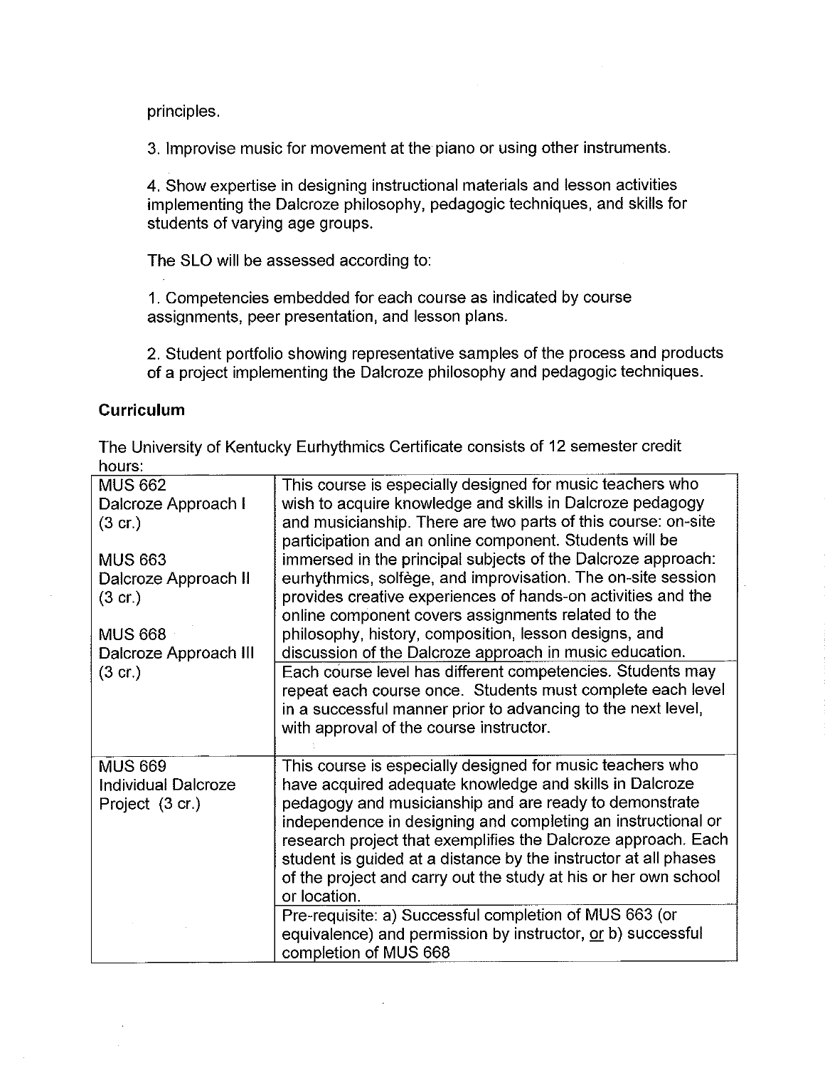principles.

3. Improvise music for movement at the piano or using other instruments.

4. Show expertise in designing instructional materials and lesson activities implementing the Dalcroze philosophy, pedagogic techniques, and skills for students of varying age groups.

The SLO will be assessed according to:

1. Competencies embedded for each course as indicated by course assignments, peer presentation, and lesson plans.

2. Student portfolio showing representative samples of the process and products of a project implementing the Dalcroze philosophy and pedagogic techniques.

**Curriculum**

The University of Kentucky Eurhythmics Certificate consists of 12 semester credit hours:

| Course | Description |
|---|---|
| MUS 662 Dalcroze Approach I (3 cr.)<br><br>MUS 663 Dalcroze Approach II (3 cr.)<br><br>MUS 668 Dalcroze Approach III (3 cr.) | This course is especially designed for music teachers who wish to acquire knowledge and skills in Dalcroze pedagogy and musicianship. There are two parts of this course: on-site participation and an online component. Students will be immersed in the principal subjects of the Dalcroze approach: eurhythmics, solfège, and improvisation. The on-site session provides creative experiences of hands-on activities and the online component covers assignments related to the philosophy, history, composition, lesson designs, and discussion of the Dalcroze approach in music education. |
| | Each course level has different competencies. Students may repeat each course once. Students must complete each level in a successful manner prior to advancing to the next level, with approval of the course instructor. |
| MUS 669 Individual Dalcroze Project (3 cr.) | This course is especially designed for music teachers who have acquired adequate knowledge and skills in Dalcroze pedagogy and musicianship and are ready to demonstrate independence in designing and completing an instructional or research project that exemplifies the Dalcroze approach. Each student is guided at a distance by the instructor at all phases of the project and carry out the study at his or her own school or location. |
| | Pre-requisite: a) Successful completion of MUS 663 (or equivalence) and permission by instructor, <u>or</u> b) successful completion of MUS 668 |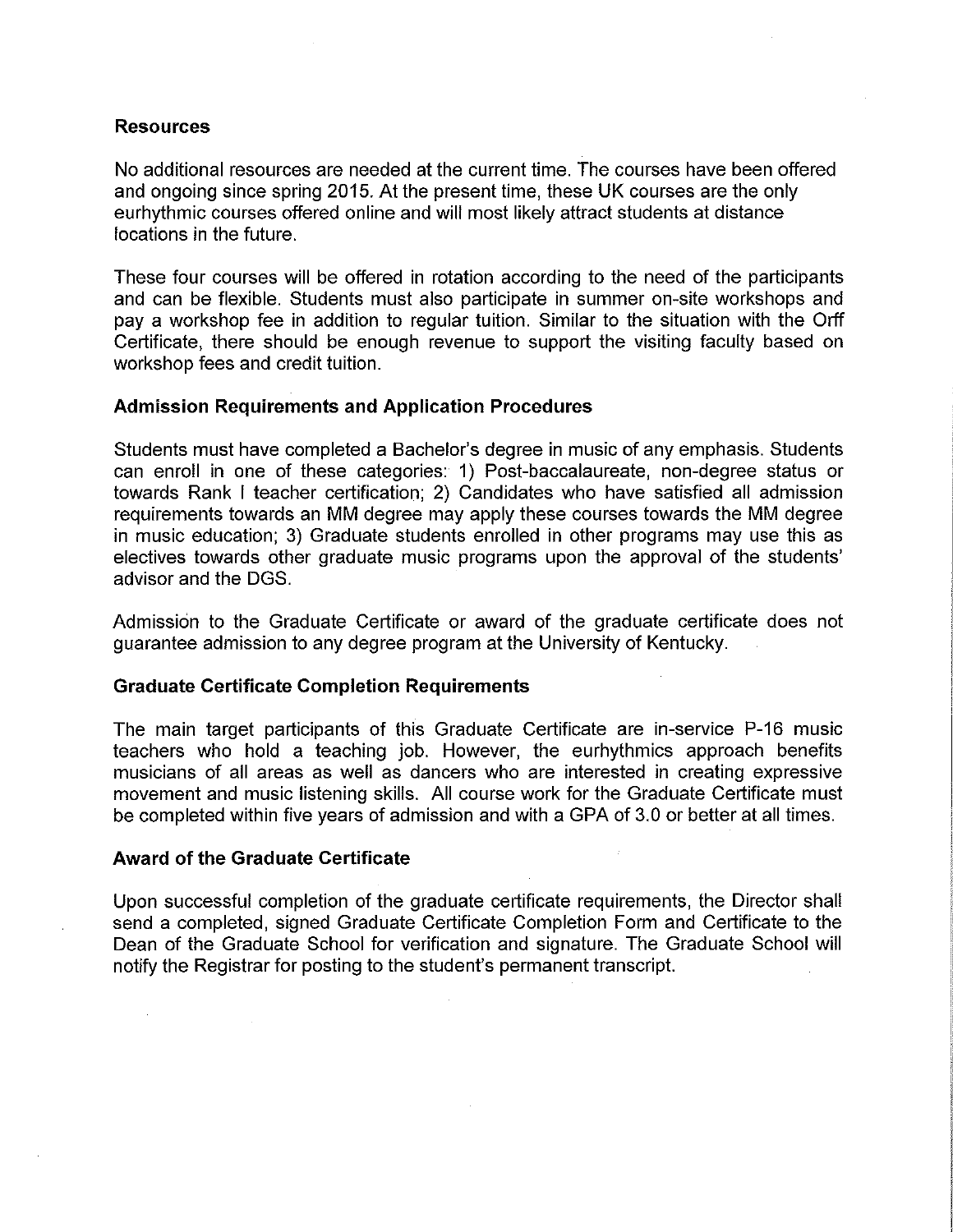## Resources

No additional resources are needed at the current time. The courses have been offered and ongoing since spring 2015. At the present time, these UK courses are the only eurhythmic courses offered online and will most likely attract students at distance locations in the future.

These four courses will be offered in rotation according to the need of the participants and can be flexible. Students must also participate in summer on-site workshops and pay a workshop fee in addition to regular tuition. Similar to the situation with the Orff Certificate, there should be enough revenue to support the visiting faculty based on workshop fees and credit tuition.

## Admission Requirements and Application Procedures

Students must have completed a Bachelor's degree in music of any emphasis. Students can enroll in one of these categories: 1) Post-baccalaureate, non-degree status or towards Rank I teacher certification; 2) Candidates who have satisfied all admission requirements towards an MM degree may apply these courses towards the MM degree in music education; 3) Graduate students enrolled in other programs may use this as electives towards other graduate music programs upon the approval of the students' advisor and the DGS.

Admission to the Graduate Certificate or award of the graduate certificate does not guarantee admission to any degree program at the University of Kentucky.

## Graduate Certificate Completion Requirements

The main target participants of this Graduate Certificate are in-service P-16 music teachers who hold a teaching job. However, the eurhythmics approach benefits musicians of all areas as well as dancers who are interested in creating expressive movement and music listening skills. All course work for the Graduate Certificate must be completed within five years of admission and with a GPA of 3.0 or better at all times.

## Award of the Graduate Certificate

Upon successful completion of the graduate certificate requirements, the Director shall send a completed, signed Graduate Certificate Completion Form and Certificate to the Dean of the Graduate School for verification and signature. The Graduate School will notify the Registrar for posting to the student's permanent transcript.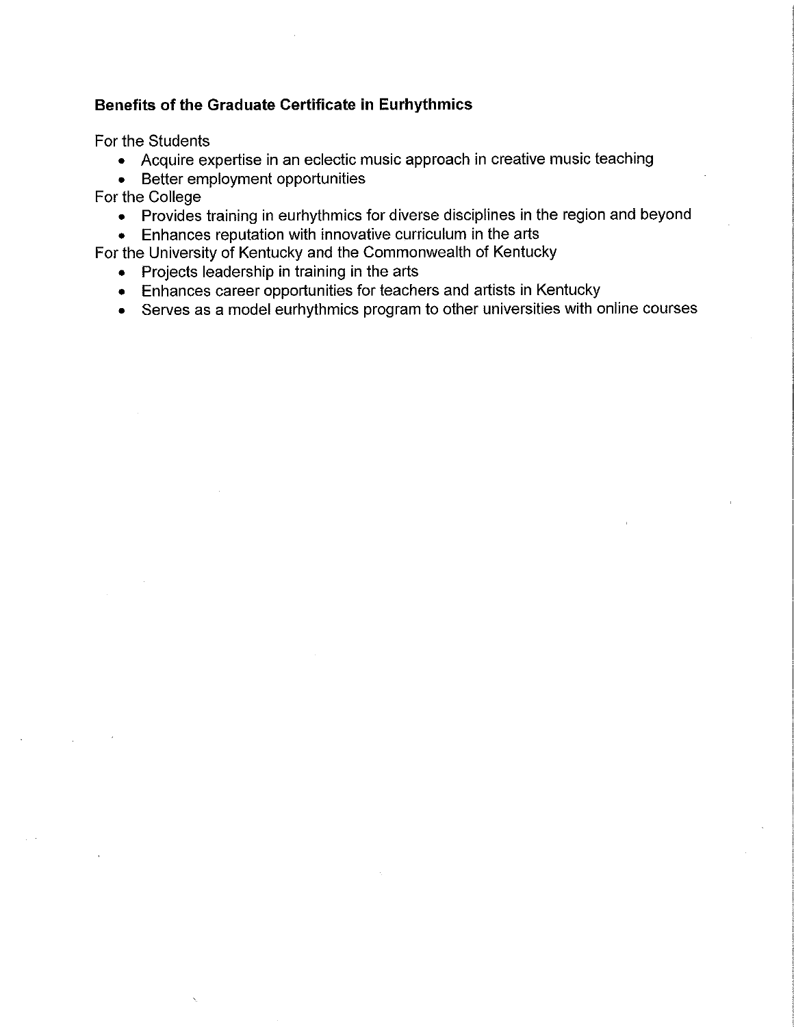**Benefits of the Graduate Certificate in Eurhythmics**

For the Students

- Acquire expertise in an eclectic music approach in creative music teaching
- Better employment opportunities

For the College

- Provides training in eurhythmics for diverse disciplines in the region and beyond
- Enhances reputation with innovative curriculum in the arts

For the University of Kentucky and the Commonwealth of Kentucky

- Projects leadership in training in the arts
- Enhances career opportunities for teachers and artists in Kentucky
- Serves as a model eurhythmics program to other universities with online courses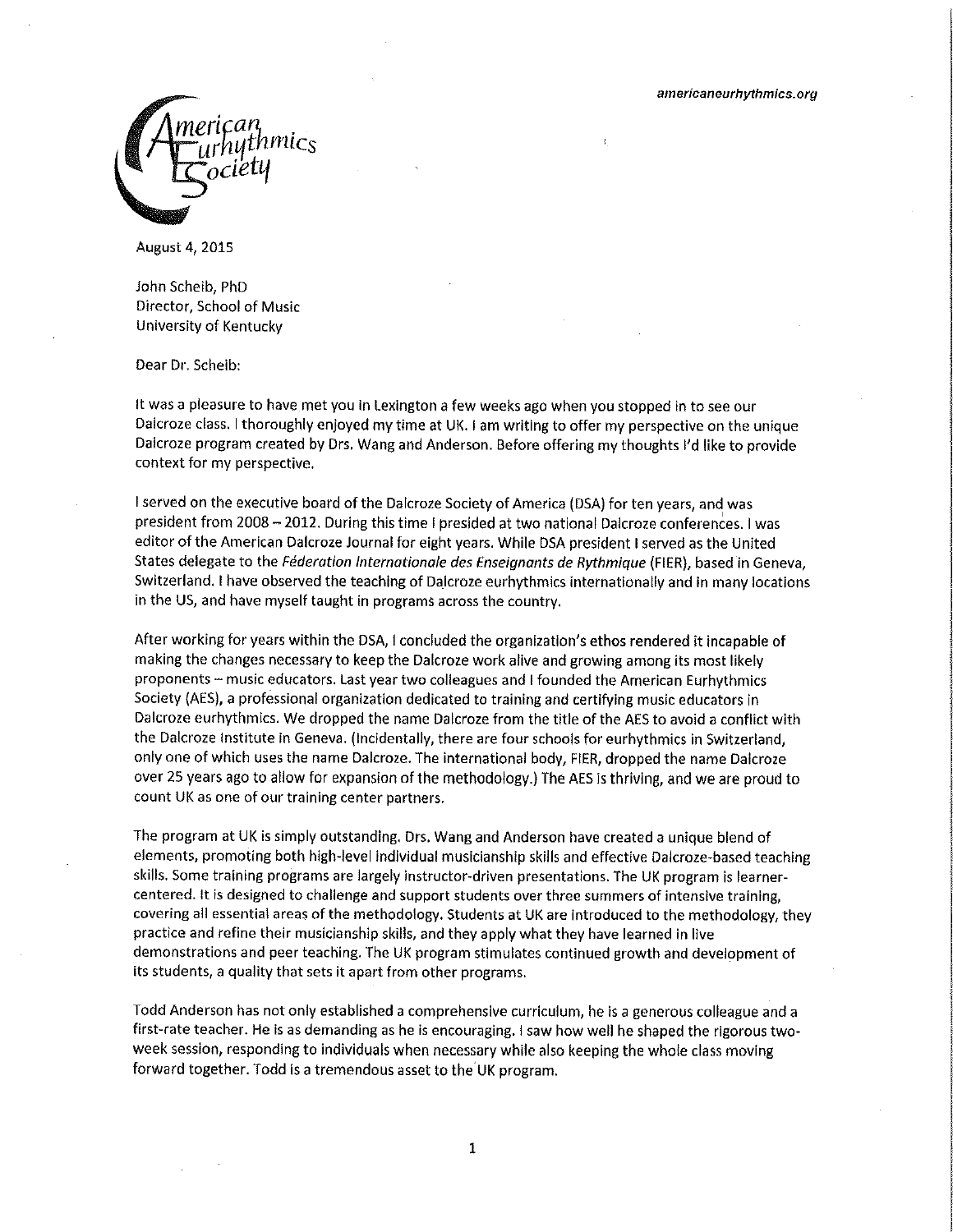americaneurhythmics.org

American Eurhythmics Society

August 4, 2015

John Scheib, PhD
Director, School of Music
University of Kentucky

Dear Dr. Scheib:

It was a pleasure to have met you in Lexington a few weeks ago when you stopped in to see our Dalcroze class. I thoroughly enjoyed my time at UK. I am writing to offer my perspective on the unique Dalcroze program created by Drs. Wang and Anderson. Before offering my thoughts I'd like to provide context for my perspective.

I served on the executive board of the Dalcroze Society of America (DSA) for ten years, and was president from 2008 – 2012. During this time I presided at two national Dalcroze conferences. I was editor of the American Dalcroze Journal for eight years. While DSA president I served as the United States delegate to the *Féderation Internationale des Enseignants de Rythmique* (FIER), based in Geneva, Switzerland. I have observed the teaching of Dalcroze eurhythmics internationally and in many locations in the US, and have myself taught in programs across the country.

After working for years within the DSA, I concluded the organization's ethos rendered it incapable of making the changes necessary to keep the Dalcroze work alive and growing among its most likely proponents – music educators. Last year two colleagues and I founded the American Eurhythmics Society (AES), a professional organization dedicated to training and certifying music educators in Dalcroze eurhythmics. We dropped the name Dalcroze from the title of the AES to avoid a conflict with the Dalcroze Institute in Geneva. (Incidentally, there are four schools for eurhythmics in Switzerland, only one of which uses the name Dalcroze. The international body, FIER, dropped the name Dalcroze over 25 years ago to allow for expansion of the methodology.) The AES is thriving, and we are proud to count UK as one of our training center partners.

The program at UK is simply outstanding. Drs. Wang and Anderson have created a unique blend of elements, promoting both high-level individual musicianship skills and effective Dalcroze-based teaching skills. Some training programs are largely instructor-driven presentations. The UK program is learner-centered. It is designed to challenge and support students over three summers of intensive training, covering all essential areas of the methodology. Students at UK are introduced to the methodology, they practice and refine their musicianship skills, and they apply what they have learned in live demonstrations and peer teaching. The UK program stimulates continued growth and development of its students, a quality that sets it apart from other programs.

Todd Anderson has not only established a comprehensive curriculum, he is a generous colleague and a first-rate teacher. He is as demanding as he is encouraging. I saw how well he shaped the rigorous two-week session, responding to individuals when necessary while also keeping the whole class moving forward together. Todd is a tremendous asset to the UK program.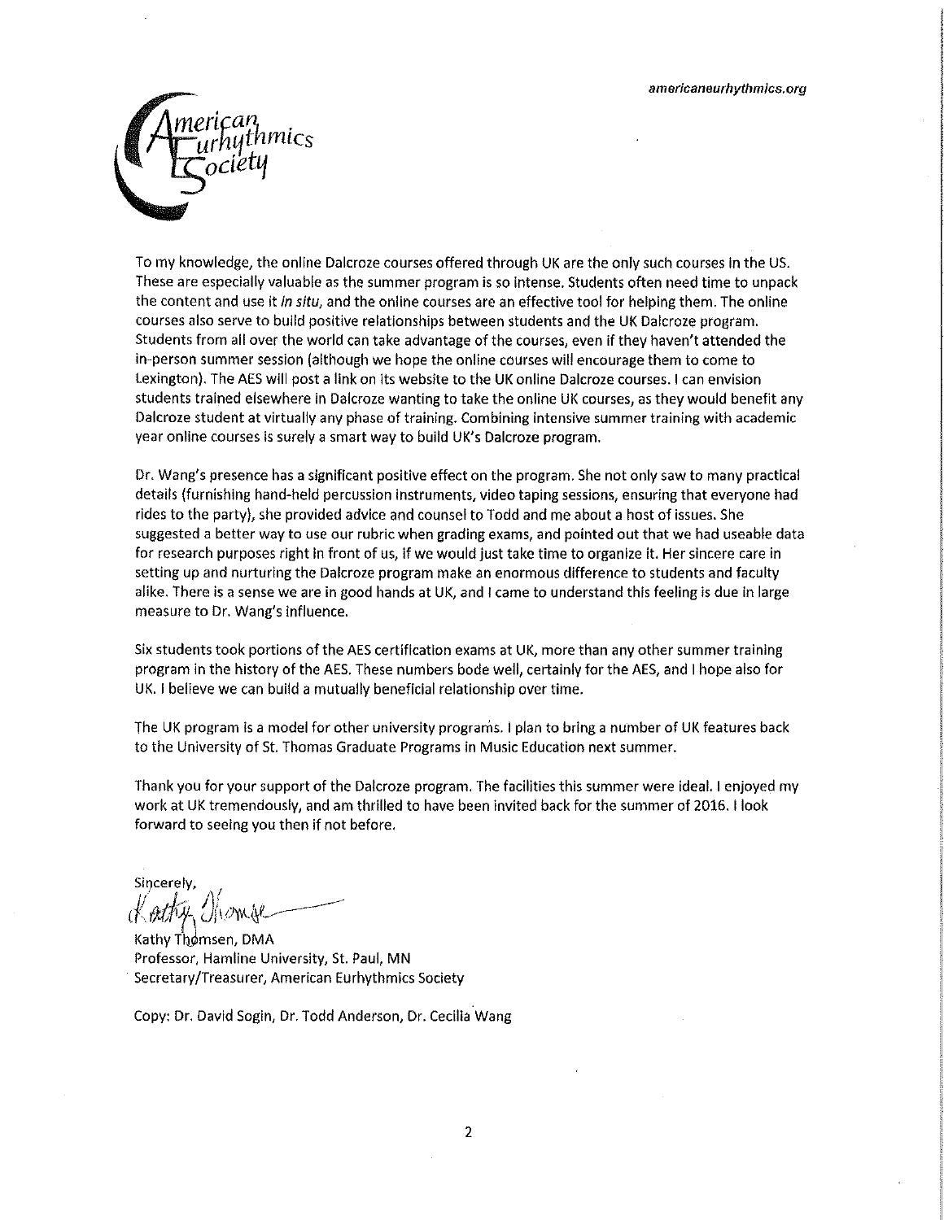americaneurhythmics.org

American Eurhythmics Society

To my knowledge, the online Dalcroze courses offered through UK are the only such courses in the US. These are especially valuable as the summer program is so intense. Students often need time to unpack the content and use it *in situ*, and the online courses are an effective tool for helping them. The online courses also serve to build positive relationships between students and the UK Dalcroze program. Students from all over the world can take advantage of the courses, even if they haven't attended the in-person summer session (although we hope the online courses will encourage them to come to Lexington). The AES will post a link on its website to the UK online Dalcroze courses. I can envision students trained elsewhere in Dalcroze wanting to take the online UK courses, as they would benefit any Dalcroze student at virtually any phase of training. Combining intensive summer training with academic year online courses is surely a smart way to build UK's Dalcroze program.

Dr. Wang's presence has a significant positive effect on the program. She not only saw to many practical details (furnishing hand-held percussion instruments, video taping sessions, ensuring that everyone had rides to the party), she provided advice and counsel to Todd and me about a host of issues. She suggested a better way to use our rubric when grading exams, and pointed out that we had useable data for research purposes right in front of us, if we would just take time to organize it. Her sincere care in setting up and nurturing the Dalcroze program make an enormous difference to students and faculty alike. There is a sense we are in good hands at UK, and I came to understand this feeling is due in large measure to Dr. Wang's influence.

Six students took portions of the AES certification exams at UK, more than any other summer training program in the history of the AES. These numbers bode well, certainly for the AES, and I hope also for UK. I believe we can build a mutually beneficial relationship over time.

The UK program is a model for other university programs. I plan to bring a number of UK features back to the University of St. Thomas Graduate Programs in Music Education next summer.

Thank you for your support of the Dalcroze program. The facilities this summer were ideal. I enjoyed my work at UK tremendously, and am thrilled to have been invited back for the summer of 2016. I look forward to seeing you then if not before.

Sincerely,

Kathy Thomsen

Kathy Thomsen, DMA
Professor, Hamline University, St. Paul, MN
Secretary/Treasurer, American Eurhythmics Society

Copy: Dr. David Sogin, Dr. Todd Anderson, Dr. Cecilia Wang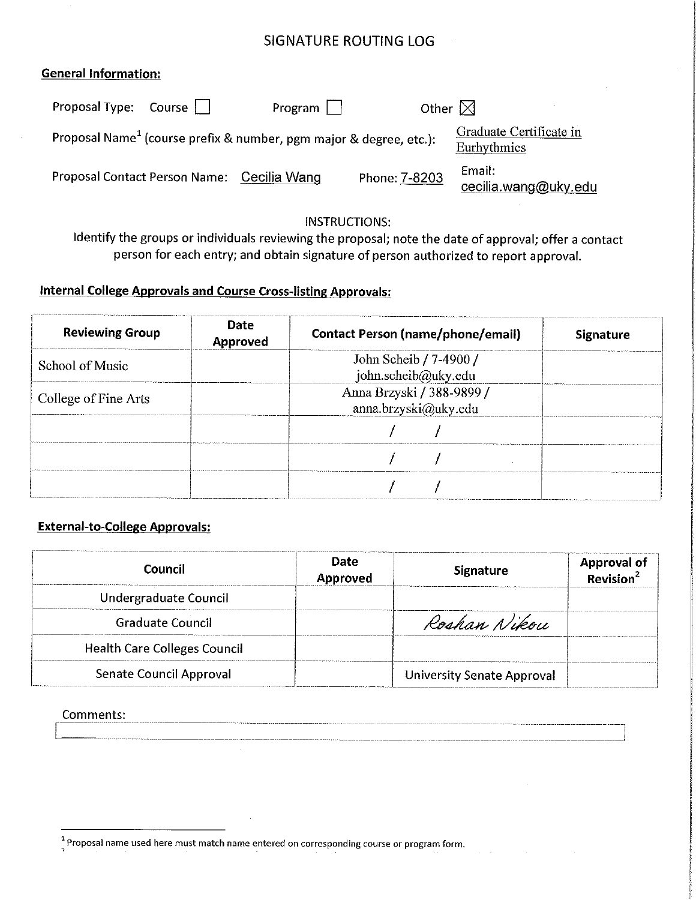# SIGNATURE ROUTING LOG

**General Information:**

Proposal Type: Course ☐ Program ☐ Other ☒

Proposal Name[1] (course prefix & number, pgm major & degree, etc.): Graduate Certificate in Eurhythmics

Proposal Contact Person Name: Cecilia Wang Phone: 7-8203 Email: cecilia.wang@uky.edu

INSTRUCTIONS:
Identify the groups or individuals reviewing the proposal; note the date of approval; offer a contact person for each entry; and obtain signature of person authorized to report approval.

**Internal College Approvals and Course Cross-listing Approvals:**

| Reviewing Group | Date Approved | Contact Person (name/phone/email) | Signature |
|---|---|---|---|
| School of Music | | John Scheib / 7-4900 / john.scheib@uky.edu | |
| College of Fine Arts | | Anna Brzyski / 388-9899 / anna.brzyski@uky.edu | |
| | | / / | |
| | | / / | |
| | | / / | |

**External-to-College Approvals:**

| Council | Date Approved | Signature | Approval of Revision[2] |
|---|---|---|---|
| Undergraduate Council | | | |
| Graduate Council | | *Roshan Nikou* | |
| Health Care Colleges Council | | | |
| Senate Council Approval | | University Senate Approval | |

Comments:

---

[1] Proposal name used here must match name entered on corresponding course or program form.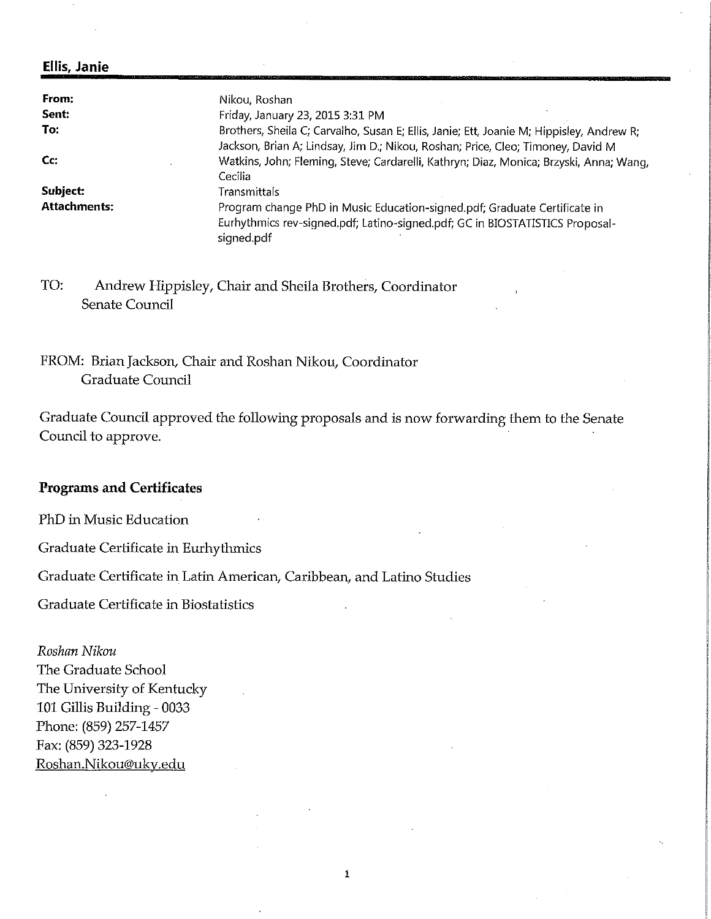**Ellis, Janie**

| | |
|---|---|
| **From:** | Nikou, Roshan |
| **Sent:** | Friday, January 23, 2015 3:31 PM |
| **To:** | Brothers, Sheila C; Carvalho, Susan E; Ellis, Janie; Ett, Joanie M; Hippisley, Andrew R; Jackson, Brian A; Lindsay, Jim D.; Nikou, Roshan; Price, Cleo; Timoney, David M |
| **Cc:** | Watkins, John; Fleming, Steve; Cardarelli, Kathryn; Diaz, Monica; Brzyski, Anna; Wang, Cecilia |
| **Subject:** | Transmittals |
| **Attachments:** | Program change PhD in Music Education-signed.pdf; Graduate Certificate in Eurhythmics rev-signed.pdf; Latino-signed.pdf; GC in BIOSTATISTICS Proposal-signed.pdf |

TO: Andrew Hippisley, Chair and Sheila Brothers, Coordinator
Senate Council

FROM: Brian Jackson, Chair and Roshan Nikou, Coordinator
Graduate Council

Graduate Council approved the following proposals and is now forwarding them to the Senate Council to approve.

**Programs and Certificates**

PhD in Music Education

Graduate Certificate in Eurhythmics

Graduate Certificate in Latin American, Caribbean, and Latino Studies

Graduate Certificate in Biostatistics

*Roshan Nikou*
The Graduate School
The University of Kentucky
101 Gillis Building - 0033
Phone: (859) 257-1457
Fax: (859) 323-1928
Roshan.Nikou@uky.edu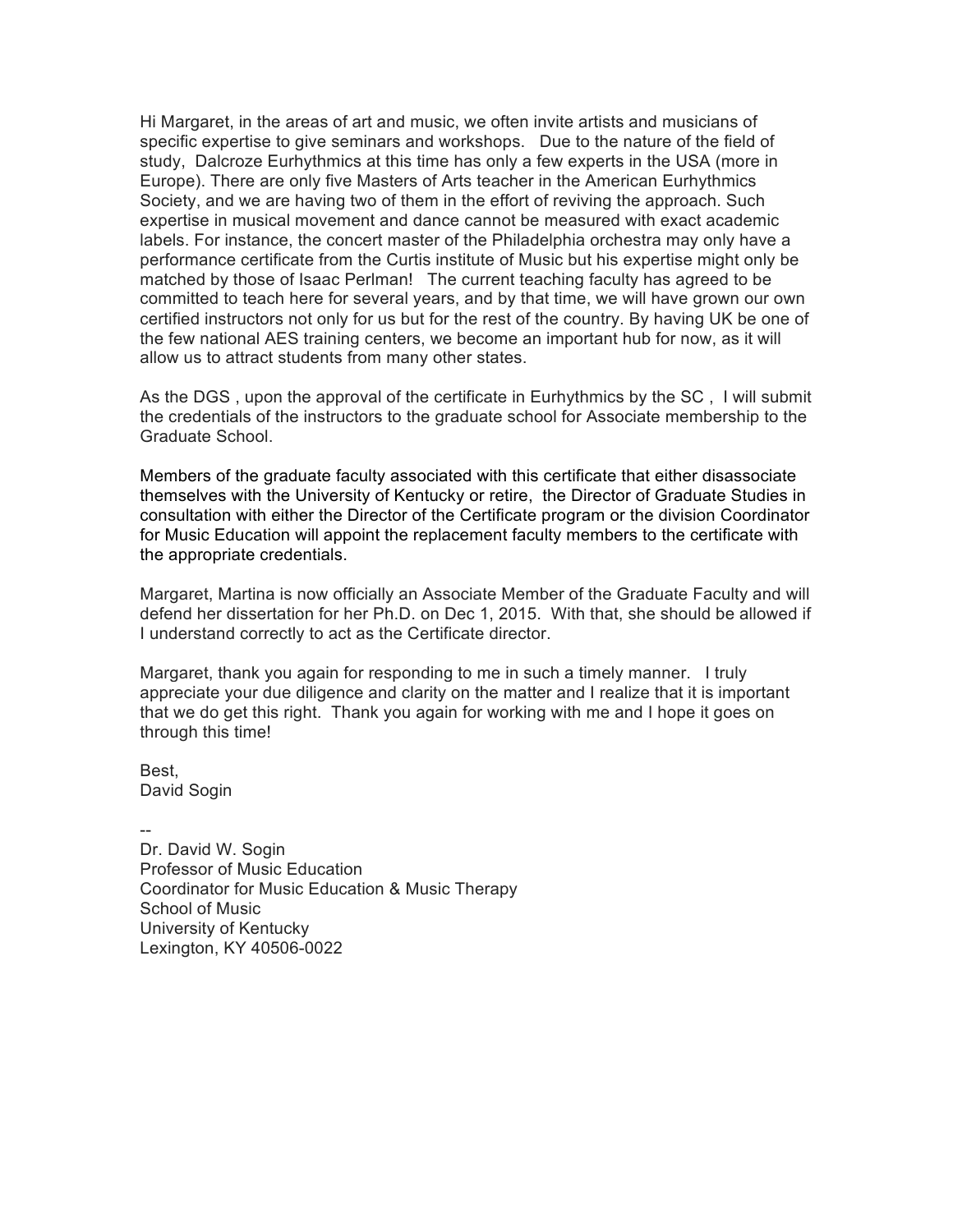Hi Margaret, in the areas of art and music, we often invite artists and musicians of specific expertise to give seminars and workshops. Due to the nature of the field of study, Dalcroze Eurhythmics at this time has only a few experts in the USA (more in Europe). There are only five Masters of Arts teacher in the American Eurhythmics Society, and we are having two of them in the effort of reviving the approach. Such expertise in musical movement and dance cannot be measured with exact academic labels. For instance, the concert master of the Philadelphia orchestra may only have a performance certificate from the Curtis institute of Music but his expertise might only be matched by those of Isaac Perlman! The current teaching faculty has agreed to be committed to teach here for several years, and by that time, we will have grown our own certified instructors not only for us but for the rest of the country. By having UK be one of the few national AES training centers, we become an important hub for now, as it will allow us to attract students from many other states.

As the DGS , upon the approval of the certificate in Eurhythmics by the SC , I will submit the credentials of the instructors to the graduate school for Associate membership to the Graduate School.

Members of the graduate faculty associated with this certificate that either disassociate themselves with the University of Kentucky or retire, the Director of Graduate Studies in consultation with either the Director of the Certificate program or the division Coordinator for Music Education will appoint the replacement faculty members to the certificate with the appropriate credentials.

Margaret, Martina is now officially an Associate Member of the Graduate Faculty and will defend her dissertation for her Ph.D. on Dec 1, 2015. With that, she should be allowed if I understand correctly to act as the Certificate director.

Margaret, thank you again for responding to me in such a timely manner. I truly appreciate your due diligence and clarity on the matter and I realize that it is important that we do get this right. Thank you again for working with me and I hope it goes on through this time!

Best,
David Sogin

--
Dr. David W. Sogin
Professor of Music Education
Coordinator for Music Education & Music Therapy
School of Music
University of Kentucky
Lexington, KY 40506-0022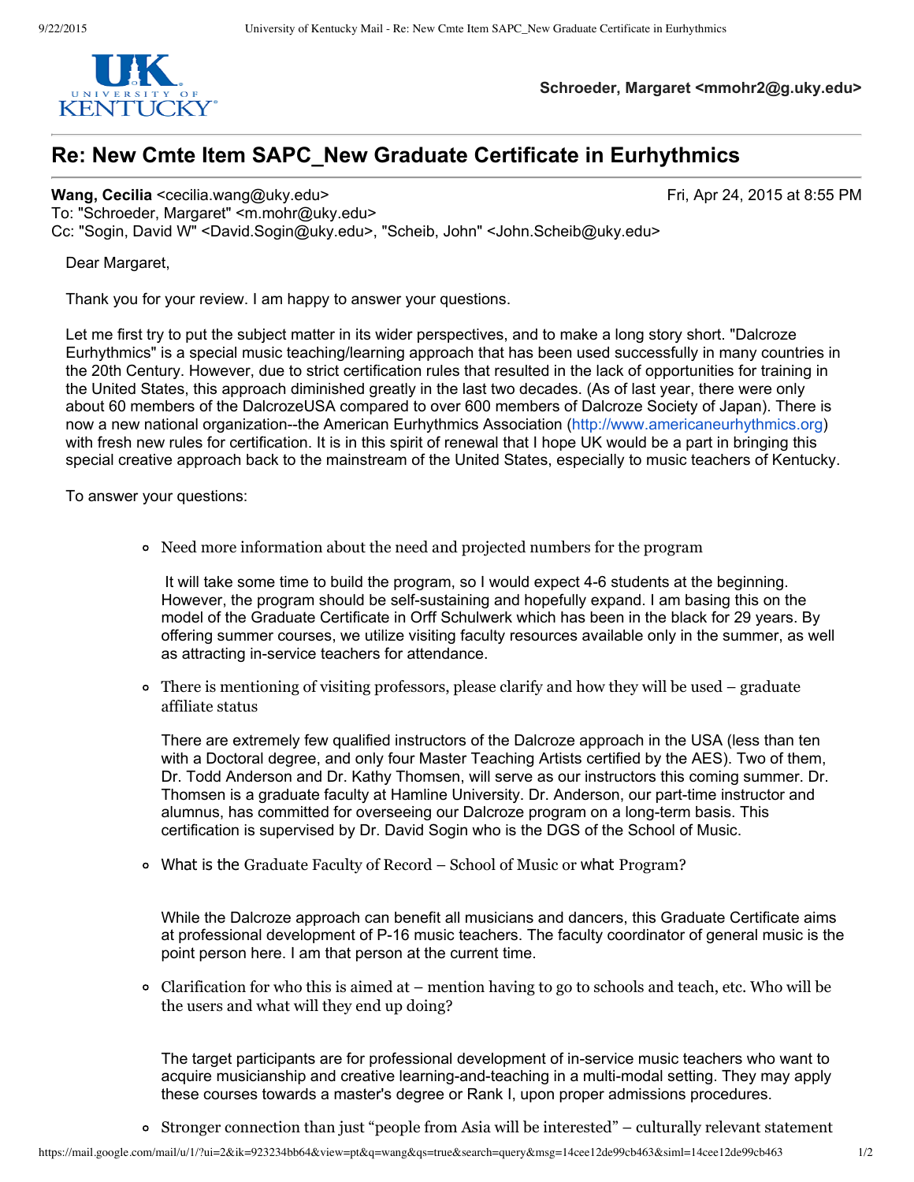Schroeder, Margaret <mmohr2@g.uky.edu>

# Re: New Cmte Item SAPC_New Graduate Certificate in Eurhythmics

**Wang, Cecilia** <cecilia.wang@uky.edu> Fri, Apr 24, 2015 at 8:55 PM
To: "Schroeder, Margaret" <m.mohr@uky.edu>
Cc: "Sogin, David W" <David.Sogin@uky.edu>, "Scheib, John" <John.Scheib@uky.edu>

Dear Margaret,

Thank you for your review. I am happy to answer your questions.

Let me first try to put the subject matter in its wider perspectives, and to make a long story short. "Dalcroze Eurhythmics" is a special music teaching/learning approach that has been used successfully in many countries in the 20th Century. However, due to strict certification rules that resulted in the lack of opportunities for training in the United States, this approach diminished greatly in the last two decades. (As of last year, there were only about 60 members of the DalcrozeUSA compared to over 600 members of Dalcroze Society of Japan). There is now a new national organization--the American Eurhythmics Association (http://www.americaneurhythmics.org) with fresh new rules for certification. It is in this spirit of renewal that I hope UK would be a part in bringing this special creative approach back to the mainstream of the United States, especially to music teachers of Kentucky.

To answer your questions:

- Need more information about the need and projected numbers for the program

  It will take some time to build the program, so I would expect 4-6 students at the beginning. However, the program should be self-sustaining and hopefully expand. I am basing this on the model of the Graduate Certificate in Orff Schulwerk which has been in the black for 29 years. By offering summer courses, we utilize visiting faculty resources available only in the summer, as well as attracting in-service teachers for attendance.

- There is mentioning of visiting professors, please clarify and how they will be used – graduate affiliate status

  There are extremely few qualified instructors of the Dalcroze approach in the USA (less than ten with a Doctoral degree, and only four Master Teaching Artists certified by the AES). Two of them, Dr. Todd Anderson and Dr. Kathy Thomsen, will serve as our instructors this coming summer. Dr. Thomsen is a graduate faculty at Hamline University. Dr. Anderson, our part-time instructor and alumnus, has committed for overseeing our Dalcroze program on a long-term basis. This certification is supervised by Dr. David Sogin who is the DGS of the School of Music.

- What is the Graduate Faculty of Record – School of Music or what Program?

  While the Dalcroze approach can benefit all musicians and dancers, this Graduate Certificate aims at professional development of P-16 music teachers. The faculty coordinator of general music is the point person here. I am that person at the current time.

- Clarification for who this is aimed at – mention having to go to schools and teach, etc. Who will be the users and what will they end up doing?

  The target participants are for professional development of in-service music teachers who want to acquire musicianship and creative learning-and-teaching in a multi-modal setting. They may apply these courses towards a master's degree or Rank I, upon proper admissions procedures.

- Stronger connection than just "people from Asia will be interested" – culturally relevant statement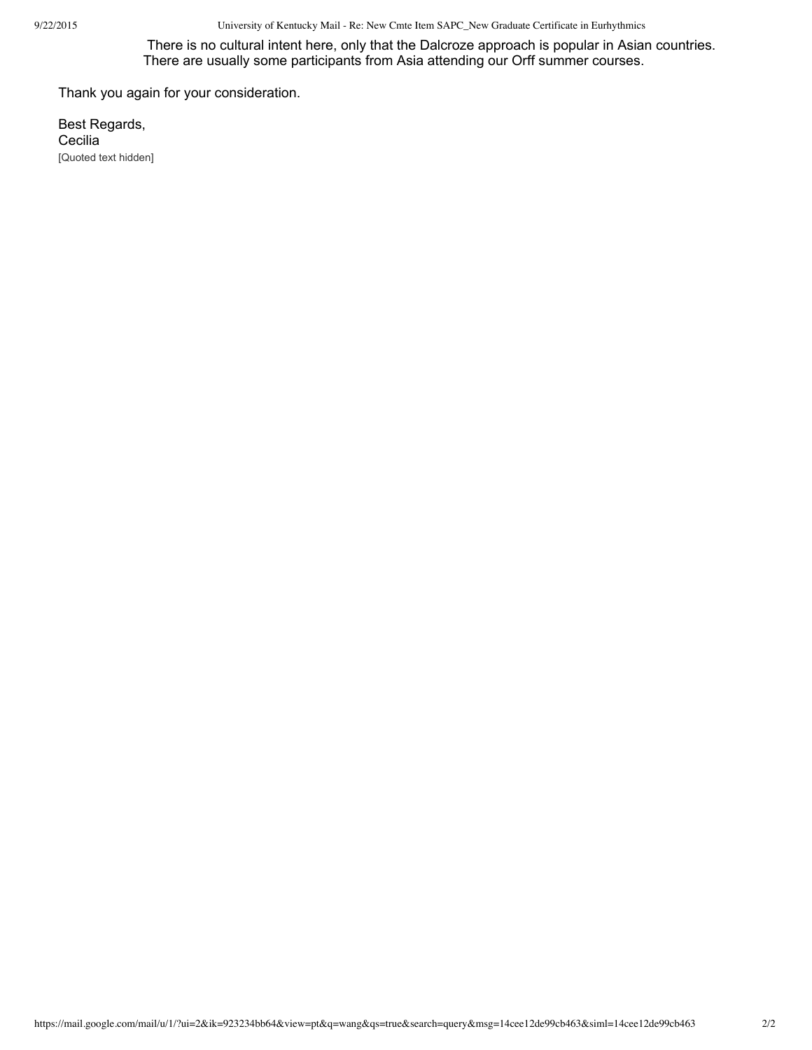There is no cultural intent here, only that the Dalcroze approach is popular in Asian countries. There are usually some participants from Asia attending our Orff summer courses.

Thank you again for your consideration.

Best Regards,
Cecilia
[Quoted text hidden]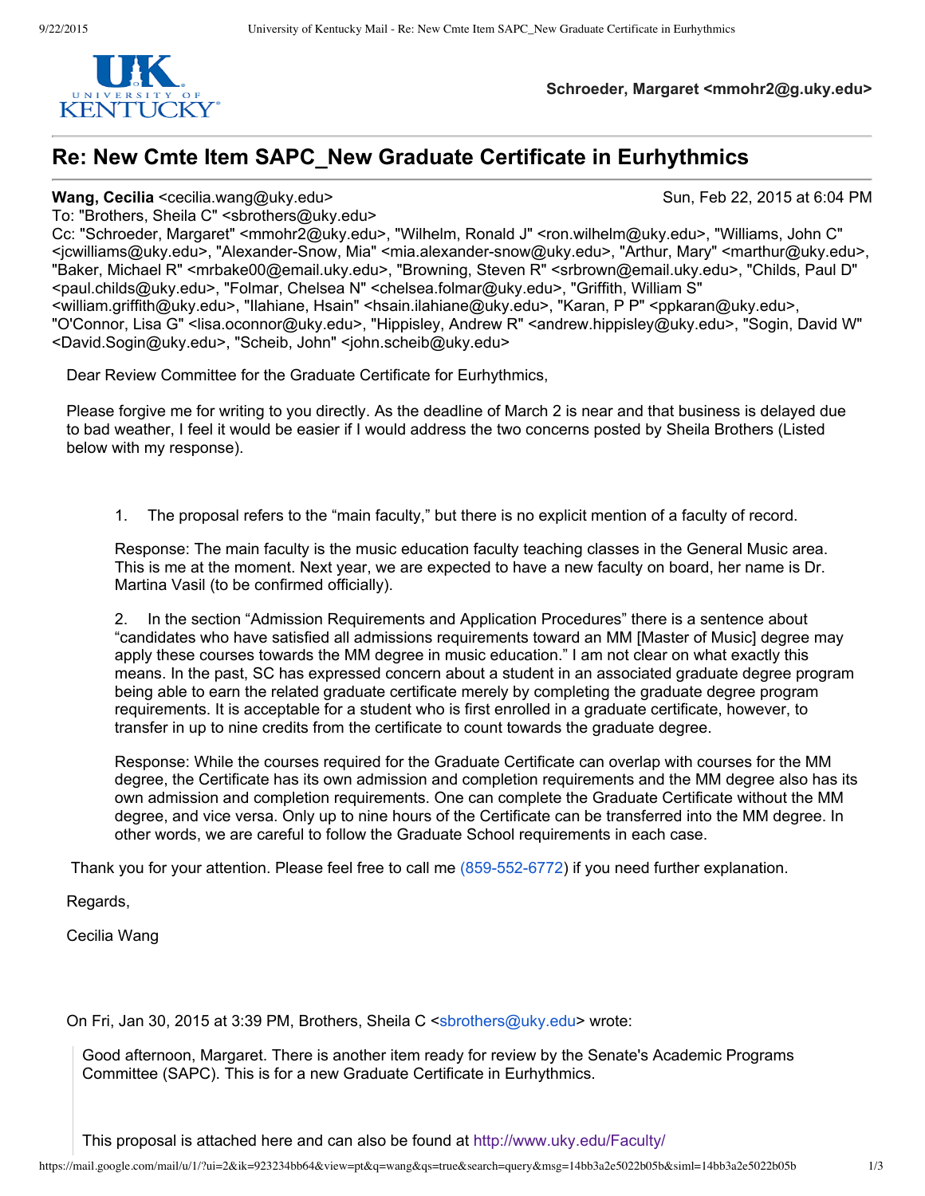Schroeder, Margaret <mmohr2@g.uky.edu>

# Re: New Cmte Item SAPC_New Graduate Certificate in Eurhythmics

**Wang, Cecilia** <cecilia.wang@uky.edu> Sun, Feb 22, 2015 at 6:04 PM
To: "Brothers, Sheila C" <sbrothers@uky.edu>
Cc: "Schroeder, Margaret" <mmohr2@uky.edu>, "Wilhelm, Ronald J" <ron.wilhelm@uky.edu>, "Williams, John C" <jcwilliams@uky.edu>, "Alexander-Snow, Mia" <mia.alexander-snow@uky.edu>, "Arthur, Mary" <marthur@uky.edu>, "Baker, Michael R" <mrbake00@email.uky.edu>, "Browning, Steven R" <srbrown@email.uky.edu>, "Childs, Paul D" <paul.childs@uky.edu>, "Folmar, Chelsea N" <chelsea.folmar@uky.edu>, "Griffith, William S" <william.griffith@uky.edu>, "Ilahiane, Hsain" <hsain.ilahiane@uky.edu>, "Karan, P P" <ppkaran@uky.edu>, "O'Connor, Lisa G" <lisa.oconnor@uky.edu>, "Hippisley, Andrew R" <andrew.hippisley@uky.edu>, "Sogin, David W" <David.Sogin@uky.edu>, "Scheib, John" <john.scheib@uky.edu>

Dear Review Committee for the Graduate Certificate for Eurhythmics,

Please forgive me for writing to you directly. As the deadline of March 2 is near and that business is delayed due to bad weather, I feel it would be easier if I would address the two concerns posted by Sheila Brothers (Listed below with my response).

1. The proposal refers to the "main faculty," but there is no explicit mention of a faculty of record.

   Response: The main faculty is the music education faculty teaching classes in the General Music area. This is me at the moment. Next year, we are expected to have a new faculty on board, her name is Dr. Martina Vasil (to be confirmed officially).

2. In the section "Admission Requirements and Application Procedures" there is a sentence about "candidates who have satisfied all admissions requirements toward an MM [Master of Music] degree may apply these courses towards the MM degree in music education." I am not clear on what exactly this means. In the past, SC has expressed concern about a student in an associated graduate degree program being able to earn the related graduate certificate merely by completing the graduate degree program requirements. It is acceptable for a student who is first enrolled in a graduate certificate, however, to transfer in up to nine credits from the certificate to count towards the graduate degree.

   Response: While the courses required for the Graduate Certificate can overlap with courses for the MM degree, the Certificate has its own admission and completion requirements and the MM degree also has its own admission and completion requirements. One can complete the Graduate Certificate without the MM degree, and vice versa. Only up to nine hours of the Certificate can be transferred into the MM degree. In other words, we are careful to follow the Graduate School requirements in each case.

Thank you for your attention. Please feel free to call me (859-552-6772) if you need further explanation.

Regards,

Cecilia Wang

On Fri, Jan 30, 2015 at 3:39 PM, Brothers, Sheila C <sbrothers@uky.edu> wrote:

> Good afternoon, Margaret. There is another item ready for review by the Senate's Academic Programs Committee (SAPC). This is for a new Graduate Certificate in Eurhythmics.
>
> This proposal is attached here and can also be found at http://www.uky.edu/Faculty/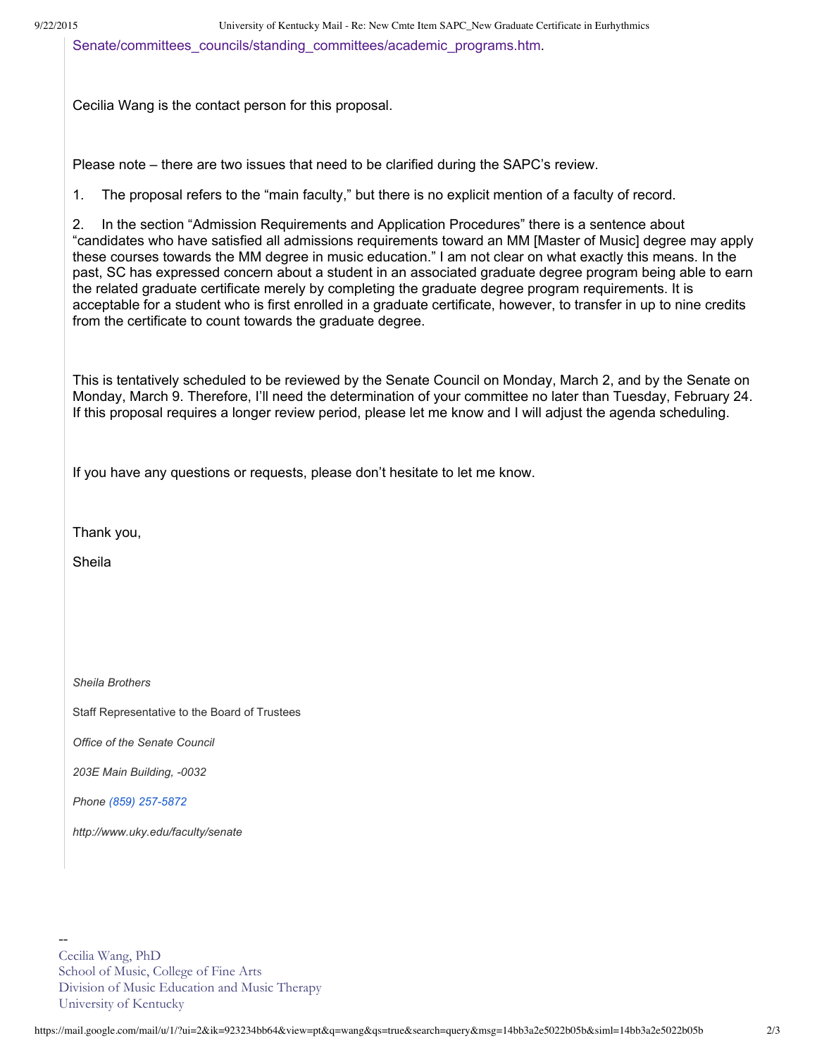Senate/committees_councils/standing_committees/academic_programs.htm.

Cecilia Wang is the contact person for this proposal.

Please note – there are two issues that need to be clarified during the SAPC's review.

1. The proposal refers to the "main faculty," but there is no explicit mention of a faculty of record.

2. In the section "Admission Requirements and Application Procedures" there is a sentence about "candidates who have satisfied all admissions requirements toward an MM [Master of Music] degree may apply these courses towards the MM degree in music education." I am not clear on what exactly this means. In the past, SC has expressed concern about a student in an associated graduate degree program being able to earn the related graduate certificate merely by completing the graduate degree program requirements. It is acceptable for a student who is first enrolled in a graduate certificate, however, to transfer in up to nine credits from the certificate to count towards the graduate degree.

This is tentatively scheduled to be reviewed by the Senate Council on Monday, March 2, and by the Senate on Monday, March 9. Therefore, I'll need the determination of your committee no later than Tuesday, February 24. If this proposal requires a longer review period, please let me know and I will adjust the agenda scheduling.

If you have any questions or requests, please don't hesitate to let me know.

Thank you,

Sheila

*Sheila Brothers*

Staff Representative to the Board of Trustees

*Office of the Senate Council*

*203E Main Building, -0032*

*Phone (859) 257-5872*

*http://www.uky.edu/faculty/senate*

--
Cecilia Wang, PhD
School of Music, College of Fine Arts
Division of Music Education and Music Therapy
University of Kentucky